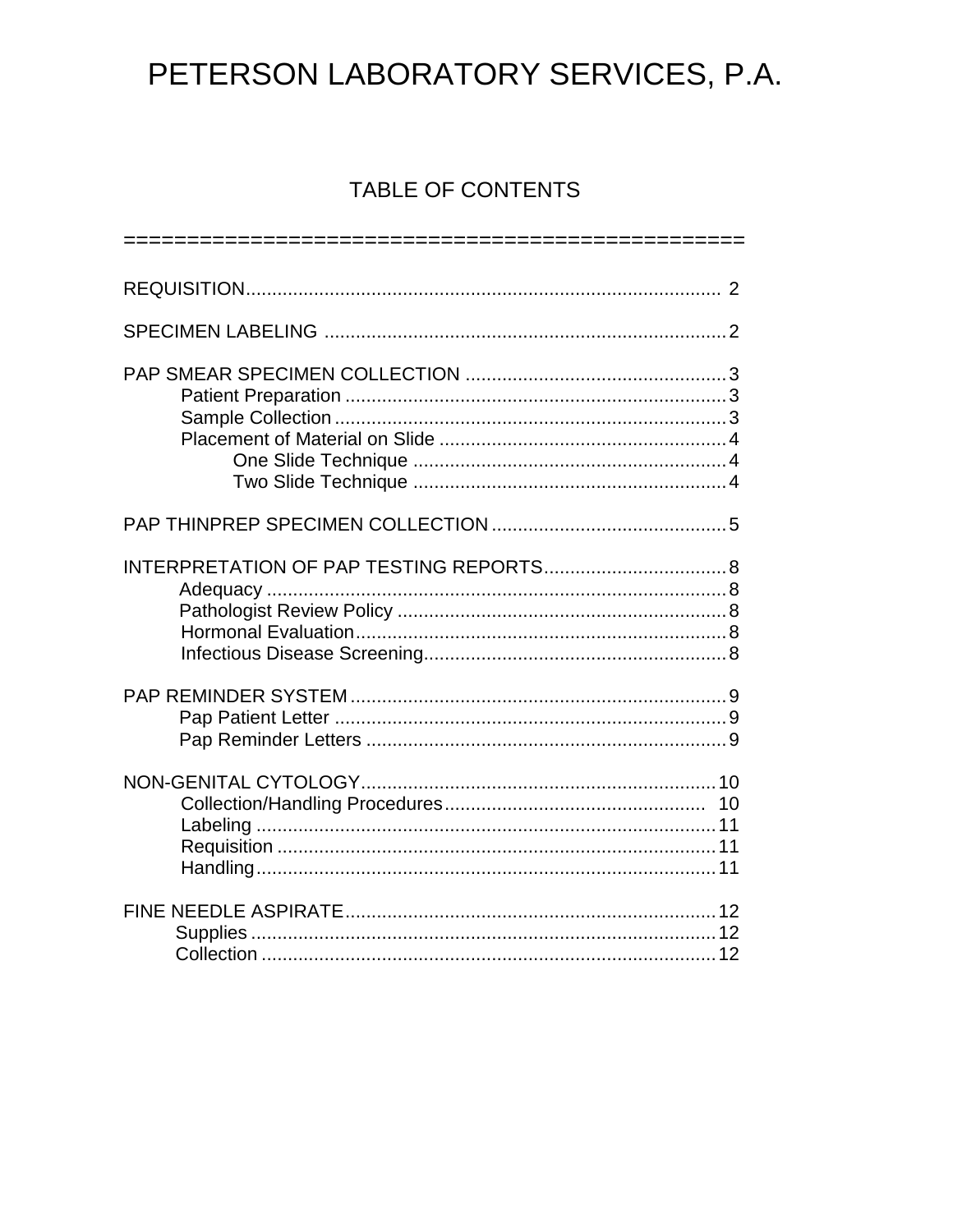# PETERSON LABORATORY SERVICES, P.A.

## TABLE OF CONTENTS

===================================================

REQUISITION.......................................................................................... 2

SPECIMEN LABELING ............................................................................2

PAP SMEAR SPECIMEN COLLECTION ..................................................3
- Patient Preparation .........................................................................3
- Sample Collection ...........................................................................3
- Placement of Material on Slide .......................................................4
  - One Slide Technique ............................................................4
  - Two Slide Technique ............................................................4

PAP THINPREP SPECIMEN COLLECTION .............................................5

INTERPRETATION OF PAP TESTING REPORTS...................................8
- Adequacy ........................................................................................8
- Pathologist Review Policy ...............................................................8
- Hormonal Evaluation.......................................................................8
- Infectious Disease Screening..........................................................8

PAP REMINDER SYSTEM ........................................................................9
- Pap Patient Letter ...........................................................................9
- Pap Reminder Letters .....................................................................9

NON-GENITAL CYTOLOGY....................................................................10
- Collection/Handling Procedures.................................................. 10
- Labeling ........................................................................................11
- Requisition ....................................................................................11
- Handling........................................................................................11

FINE NEEDLE ASPIRATE.......................................................................12
- Supplies .........................................................................................12
- Collection .......................................................................................12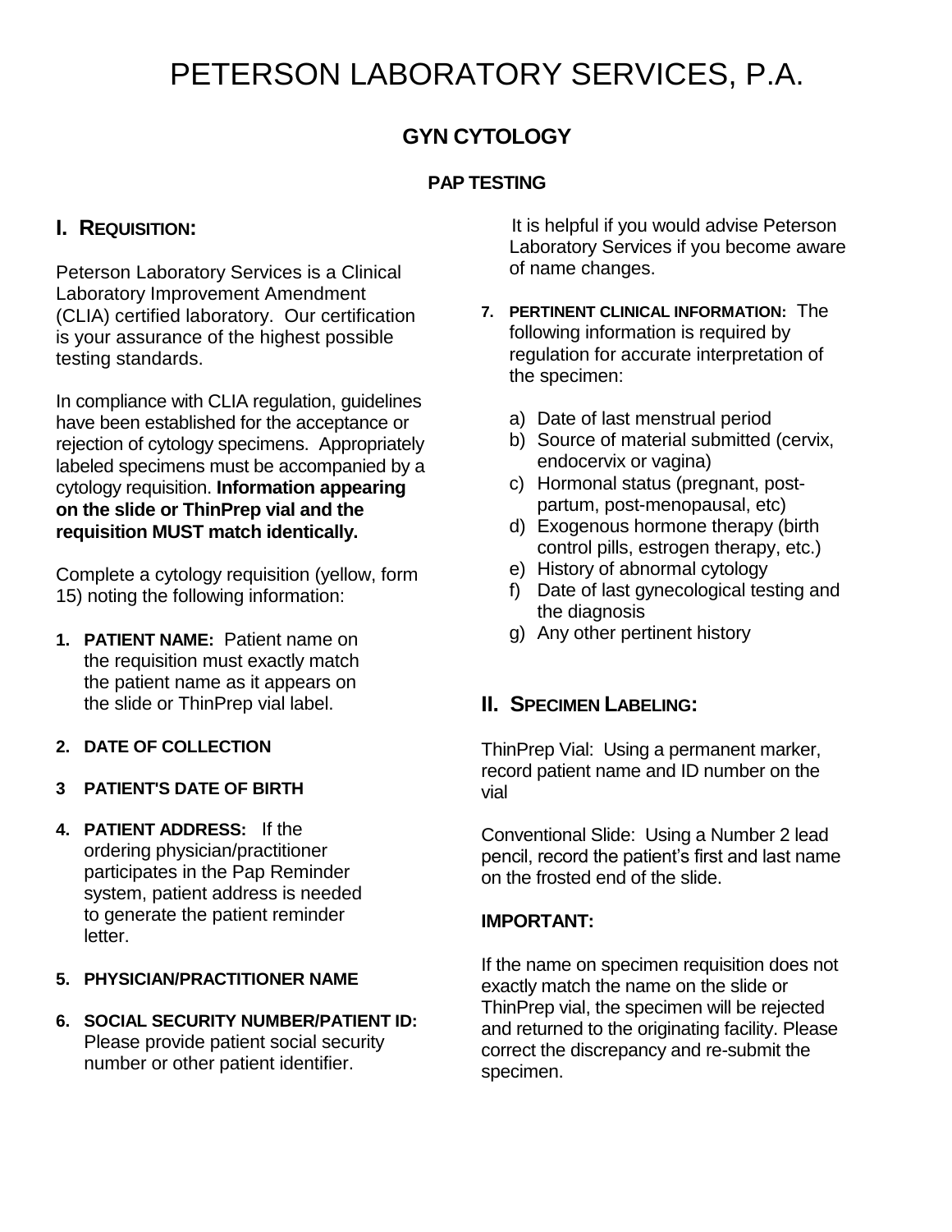# PETERSON LABORATORY SERVICES, P.A.

## GYN CYTOLOGY

### PAP TESTING

## I. REQUISITION:

Peterson Laboratory Services is a Clinical Laboratory Improvement Amendment (CLIA) certified laboratory. Our certification is your assurance of the highest possible testing standards.

In compliance with CLIA regulation, guidelines have been established for the acceptance or rejection of cytology specimens. Appropriately labeled specimens must be accompanied by a cytology requisition. **Information appearing on the slide or ThinPrep vial and the requisition MUST match identically.**

Complete a cytology requisition (yellow, form 15) noting the following information:

1. **PATIENT NAME:** Patient name on the requisition must exactly match the patient name as it appears on the slide or ThinPrep vial label.

2. **DATE OF COLLECTION**

3. **PATIENT'S DATE OF BIRTH**

4. **PATIENT ADDRESS:** If the ordering physician/practitioner participates in the Pap Reminder system, patient address is needed to generate the patient reminder letter.

5. **PHYSICIAN/PRACTITIONER NAME**

6. **SOCIAL SECURITY NUMBER/PATIENT ID:** Please provide patient social security number or other patient identifier.

   It is helpful if you would advise Peterson Laboratory Services if you become aware of name changes.

7. **PERTINENT CLINICAL INFORMATION:** The following information is required by regulation for accurate interpretation of the specimen:

   a) Date of last menstrual period
   b) Source of material submitted (cervix, endocervix or vagina)
   c) Hormonal status (pregnant, post-partum, post-menopausal, etc)
   d) Exogenous hormone therapy (birth control pills, estrogen therapy, etc.)
   e) History of abnormal cytology
   f) Date of last gynecological testing and the diagnosis
   g) Any other pertinent history

## II. SPECIMEN LABELING:

ThinPrep Vial: Using a permanent marker, record patient name and ID number on the vial

Conventional Slide: Using a Number 2 lead pencil, record the patient's first and last name on the frosted end of the slide.

**IMPORTANT:**

If the name on specimen requisition does not exactly match the name on the slide or ThinPrep vial, the specimen will be rejected and returned to the originating facility. Please correct the discrepancy and re-submit the specimen.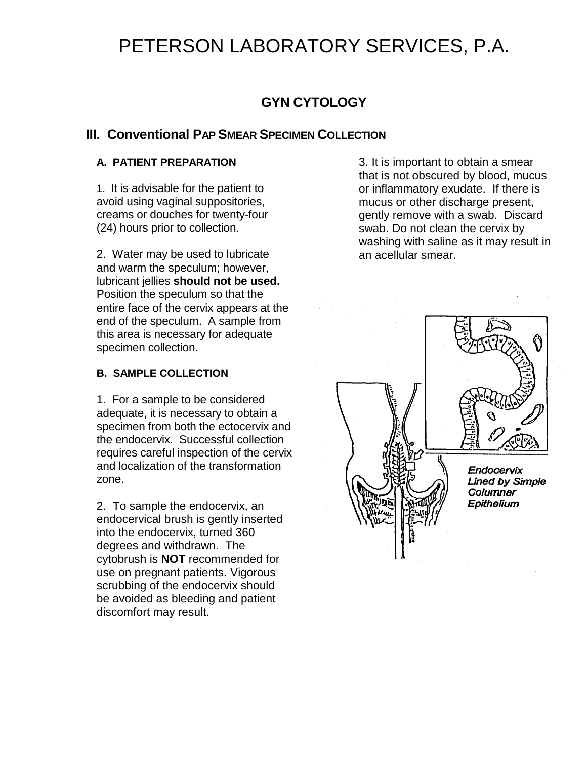# PETERSON LABORATORY SERVICES, P.A.

## GYN CYTOLOGY

### III. Conventional PAP SMEAR SPECIMEN COLLECTION

**A. PATIENT PREPARATION**

1. It is advisable for the patient to avoid using vaginal suppositories, creams or douches for twenty-four (24) hours prior to collection.

2. Water may be used to lubricate and warm the speculum; however, lubricant jellies **should not be used.** Position the speculum so that the entire face of the cervix appears at the end of the speculum. A sample from this area is necessary for adequate specimen collection.

**B. SAMPLE COLLECTION**

1. For a sample to be considered adequate, it is necessary to obtain a specimen from both the ectocervix and the endocervix. Successful collection requires careful inspection of the cervix and localization of the transformation zone.

2. To sample the endocervix, an endocervical brush is gently inserted into the endocervix, turned 360 degrees and withdrawn. The cytobrush is **NOT** recommended for use on pregnant patients. Vigorous scrubbing of the endocervix should be avoided as bleeding and patient discomfort may result.

3. It is important to obtain a smear that is not obscured by blood, mucus or inflammatory exudate. If there is mucus or other discharge present, gently remove with a swab. Discard swab. Do not clean the cervix by washing with saline as it may result in an acellular smear.

***Endocervix Lined by Simple Columnar Epithelium***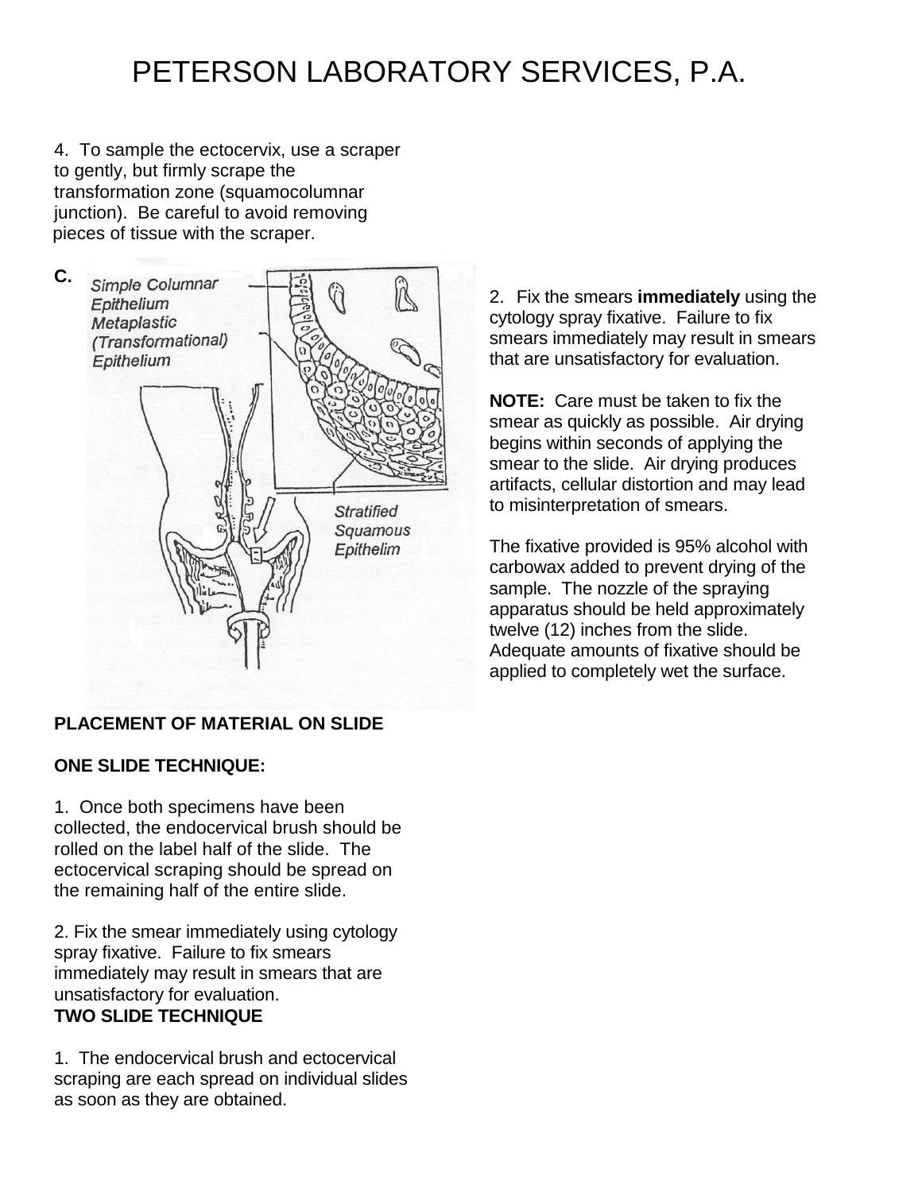# PETERSON LABORATORY SERVICES, P.A.

4. To sample the ectocervix, use a scraper to gently, but firmly scrape the transformation zone (squamocolumnar junction). Be careful to avoid removing pieces of tissue with the scraper.

C.

*Simple Columnar Epithelium*

*Metaplastic (Transformational) Epithelium*

*Stratified Squamous Epithelim*

## PLACEMENT OF MATERIAL ON SLIDE

### ONE SLIDE TECHNIQUE:

1. Once both specimens have been collected, the endocervical brush should be rolled on the label half of the slide. The ectocervical scraping should be spread on the remaining half of the entire slide.

2. Fix the smear immediately using cytology spray fixative. Failure to fix smears immediately may result in smears that are unsatisfactory for evaluation.

### TWO SLIDE TECHNIQUE

1. The endocervical brush and ectocervical scraping are each spread on individual slides as soon as they are obtained.

2. Fix the smears **immediately** using the cytology spray fixative. Failure to fix smears immediately may result in smears that are unsatisfactory for evaluation.

**NOTE:** Care must be taken to fix the smear as quickly as possible. Air drying begins within seconds of applying the smear to the slide. Air drying produces artifacts, cellular distortion and may lead to misinterpretation of smears.

The fixative provided is 95% alcohol with carbowax added to prevent drying of the sample. The nozzle of the spraying apparatus should be held approximately twelve (12) inches from the slide. Adequate amounts of fixative should be applied to completely wet the surface.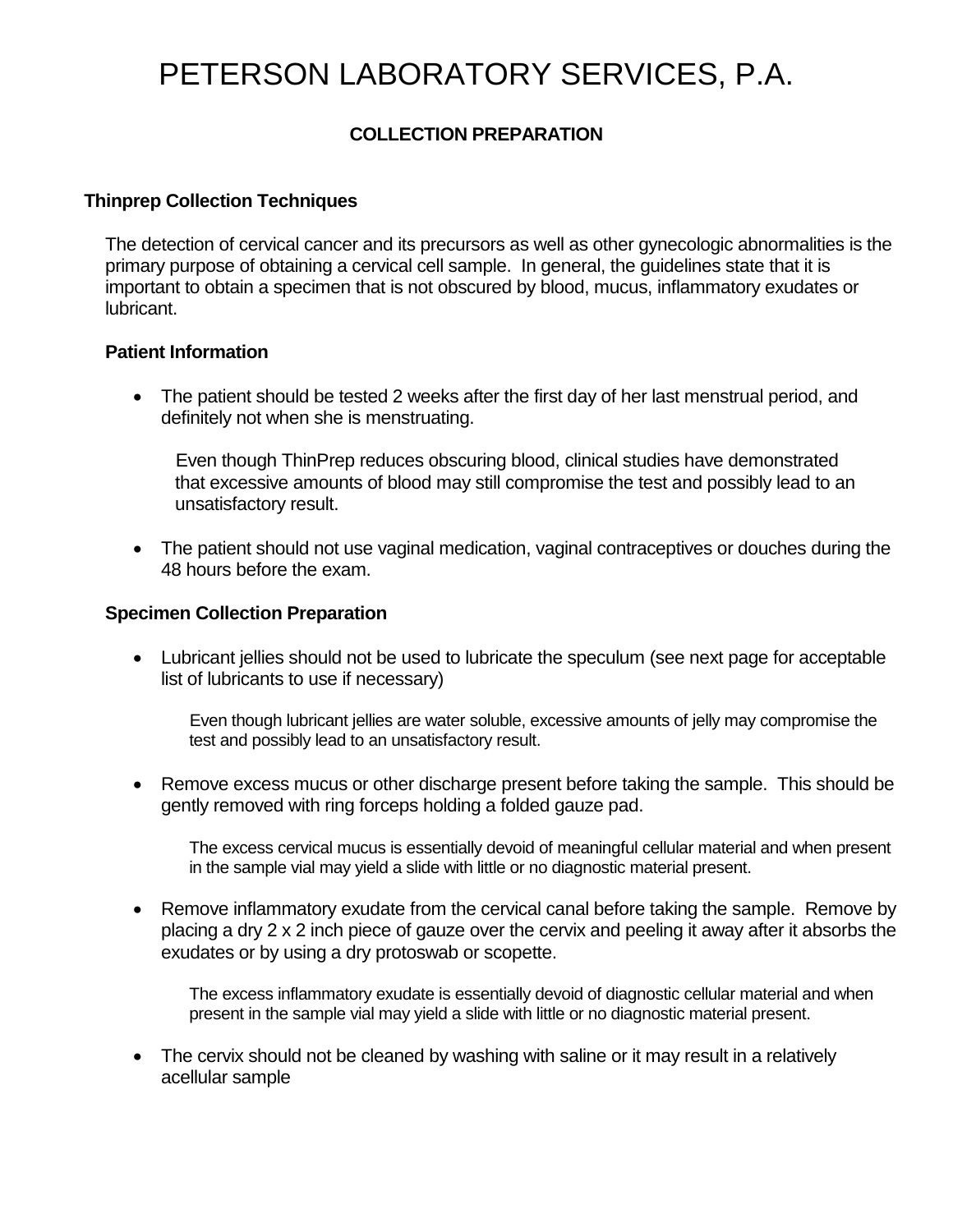# PETERSON LABORATORY SERVICES, P.A.

## COLLECTION PREPARATION

### Thinprep Collection Techniques

The detection of cervical cancer and its precursors as well as other gynecologic abnormalities is the primary purpose of obtaining a cervical cell sample. In general, the guidelines state that it is important to obtain a specimen that is not obscured by blood, mucus, inflammatory exudates or lubricant.

#### Patient Information

- The patient should be tested 2 weeks after the first day of her last menstrual period, and definitely not when she is menstruating.

  Even though ThinPrep reduces obscuring blood, clinical studies have demonstrated that excessive amounts of blood may still compromise the test and possibly lead to an unsatisfactory result.

- The patient should not use vaginal medication, vaginal contraceptives or douches during the 48 hours before the exam.

#### Specimen Collection Preparation

- Lubricant jellies should not be used to lubricate the speculum (see next page for acceptable list of lubricants to use if necessary)

  Even though lubricant jellies are water soluble, excessive amounts of jelly may compromise the test and possibly lead to an unsatisfactory result.

- Remove excess mucus or other discharge present before taking the sample. This should be gently removed with ring forceps holding a folded gauze pad.

  The excess cervical mucus is essentially devoid of meaningful cellular material and when present in the sample vial may yield a slide with little or no diagnostic material present.

- Remove inflammatory exudate from the cervical canal before taking the sample. Remove by placing a dry 2 x 2 inch piece of gauze over the cervix and peeling it away after it absorbs the exudates or by using a dry protoswab or scopette.

  The excess inflammatory exudate is essentially devoid of diagnostic cellular material and when present in the sample vial may yield a slide with little or no diagnostic material present.

- The cervix should not be cleaned by washing with saline or it may result in a relatively acellular sample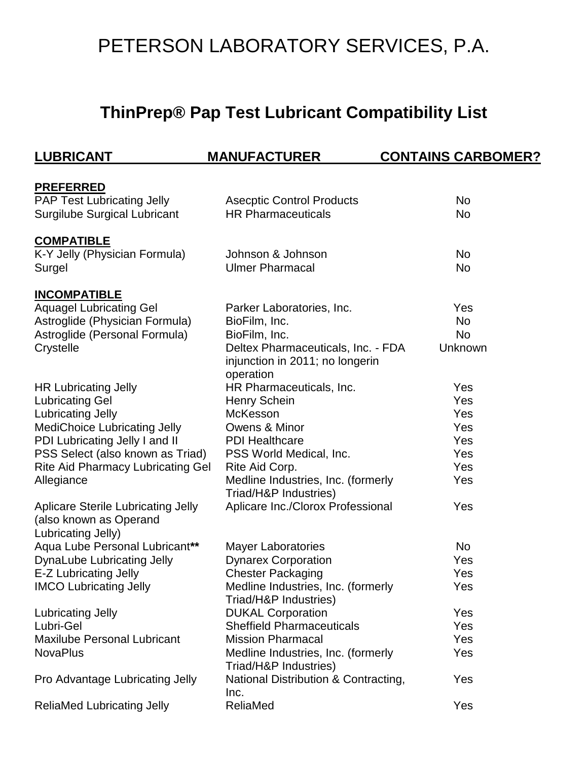# PETERSON LABORATORY SERVICES, P.A.

## ThinPrep® Pap Test Lubricant Compatibility List

| LUBRICANT | MANUFACTURER | CONTAINS CARBOMER? |
|---|---|---|
| **PREFERRED** | | |
| PAP Test Lubricating Jelly | Asecptic Control Products | No |
| Surgilube Surgical Lubricant | HR Pharmaceuticals | No |
| **COMPATIBLE** | | |
| K-Y Jelly (Physician Formula) | Johnson & Johnson | No |
| Surgel | Ulmer Pharmacal | No |
| **INCOMPATIBLE** | | |
| Aquagel Lubricating Gel | Parker Laboratories, Inc. | Yes |
| Astroglide (Physician Formula) | BioFilm, Inc. | No |
| Astroglide (Personal Formula) | BioFilm, Inc. | No |
| Crystelle | Deltex Pharmaceuticals, Inc. - FDA injunction in 2011; no longerin operation | Unknown |
| HR Lubricating Jelly | HR Pharmaceuticals, Inc. | Yes |
| Lubricating Gel | Henry Schein | Yes |
| Lubricating Jelly | McKesson | Yes |
| MediChoice Lubricating Jelly | Owens & Minor | Yes |
| PDI Lubricating Jelly I and II | PDI Healthcare | Yes |
| PSS Select (also known as Triad) | PSS World Medical, Inc. | Yes |
| Rite Aid Pharmacy Lubricating Gel | Rite Aid Corp. | Yes |
| Allegiance | Medline Industries, Inc. (formerly Triad/H&P Industries) | Yes |
| Aplicare Sterile Lubricating Jelly (also known as Operand Lubricating Jelly) | Aplicare Inc./Clorox Professional | Yes |
| Aqua Lube Personal Lubricant** | Mayer Laboratories | No |
| DynaLube Lubricating Jelly | Dynarex Corporation | Yes |
| E-Z Lubricating Jelly | Chester Packaging | Yes |
| IMCO Lubricating Jelly | Medline Industries, Inc. (formerly Triad/H&P Industries) | Yes |
| Lubricating Jelly | DUKAL Corporation | Yes |
| Lubri-Gel | Sheffield Pharmaceuticals | Yes |
| Maxilube Personal Lubricant | Mission Pharmacal | Yes |
| NovaPlus | Medline Industries, Inc. (formerly Triad/H&P Industries) | Yes |
| Pro Advantage Lubricating Jelly | National Distribution & Contracting, Inc. | Yes |
| ReliaMed Lubricating Jelly | ReliaMed | Yes |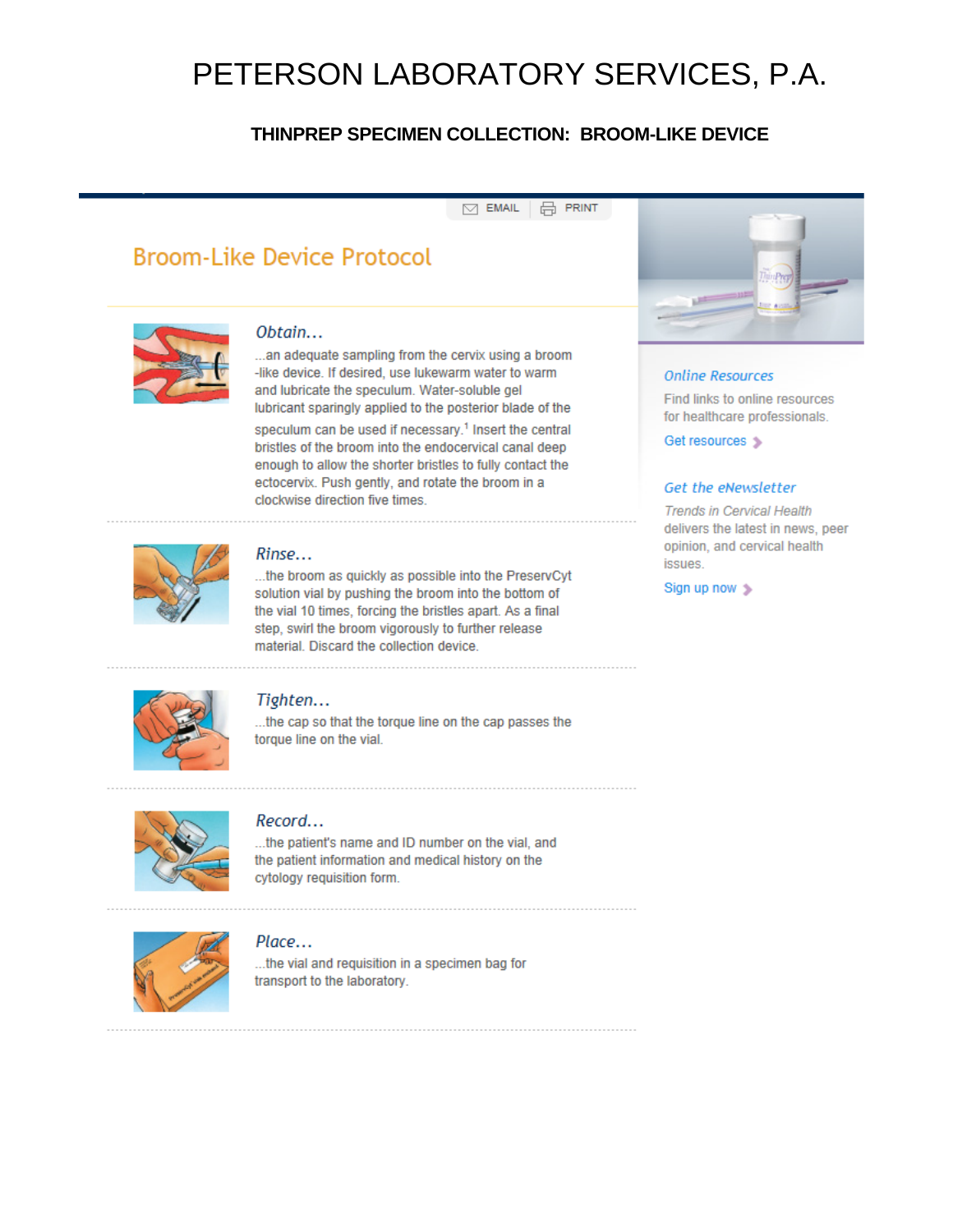# PETERSON LABORATORY SERVICES, P.A.

## THINPREP SPECIMEN COLLECTION: BROOM-LIKE DEVICE

EMAIL PRINT

## Broom-Like Device Protocol

### *Obtain...*

...an adequate sampling from the cervix using a broom-like device. If desired, use lukewarm water to warm and lubricate the speculum. Water-soluble gel lubricant sparingly applied to the posterior blade of the speculum can be used if necessary.[1] Insert the central bristles of the broom into the endocervical canal deep enough to allow the shorter bristles to fully contact the ectocervix. Push gently, and rotate the broom in a clockwise direction five times.

### *Rinse...*

...the broom as quickly as possible into the PreservCyt solution vial by pushing the broom into the bottom of the vial 10 times, forcing the bristles apart. As a final step, swirl the broom vigorously to further release material. Discard the collection device.

### *Tighten...*

...the cap so that the torque line on the cap passes the torque line on the vial.

### *Record...*

...the patient's name and ID number on the vial, and the patient information and medical history on the cytology requisition form.

### *Place...*

...the vial and requisition in a specimen bag for transport to the laboratory.

### *Online Resources*

Find links to online resources for healthcare professionals.

Get resources

### *Get the eNewsletter*

*Trends in Cervical Health* delivers the latest in news, peer opinion, and cervical health issues.

Sign up now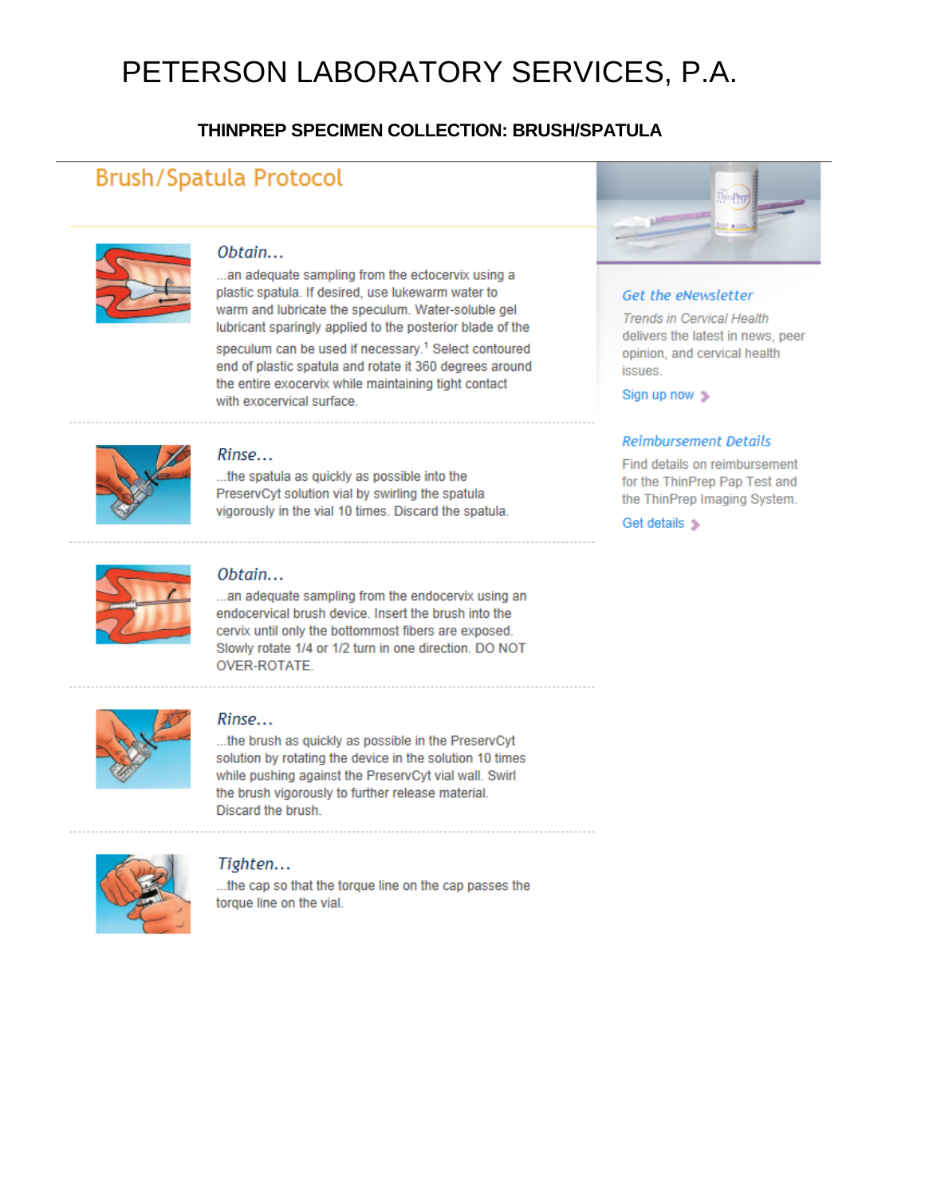# PETERSON LABORATORY SERVICES, P.A.

## THINPREP SPECIMEN COLLECTION: BRUSH/SPATULA

### Brush/Spatula Protocol

*Obtain...*

...an adequate sampling from the ectocervix using a plastic spatula. If desired, use lukewarm water to warm and lubricate the speculum. Water-soluble gel lubricant sparingly applied to the posterior blade of the speculum can be used if necessary.[1] Select contoured end of plastic spatula and rotate it 360 degrees around the entire exocervix while maintaining tight contact with exocervical surface.

*Rinse...*

...the spatula as quickly as possible into the PreservCyt solution vial by swirling the spatula vigorously in the vial 10 times. Discard the spatula.

*Obtain...*

...an adequate sampling from the endocervix using an endocervical brush device. Insert the brush into the cervix until only the bottommost fibers are exposed. Slowly rotate 1/4 or 1/2 turn in one direction. DO NOT OVER-ROTATE.

*Rinse...*

...the brush as quickly as possible in the PreservCyt solution by rotating the device in the solution 10 times while pushing against the PreservCyt vial wall. Swirl the brush vigorously to further release material. Discard the brush.

*Tighten...*

...the cap so that the torque line on the cap passes the torque line on the vial.

*Get the eNewsletter*

*Trends in Cervical Health* delivers the latest in news, peer opinion, and cervical health issues.

Sign up now

*Reimbursement Details*

Find details on reimbursement for the ThinPrep Pap Test and the ThinPrep Imaging System.

Get details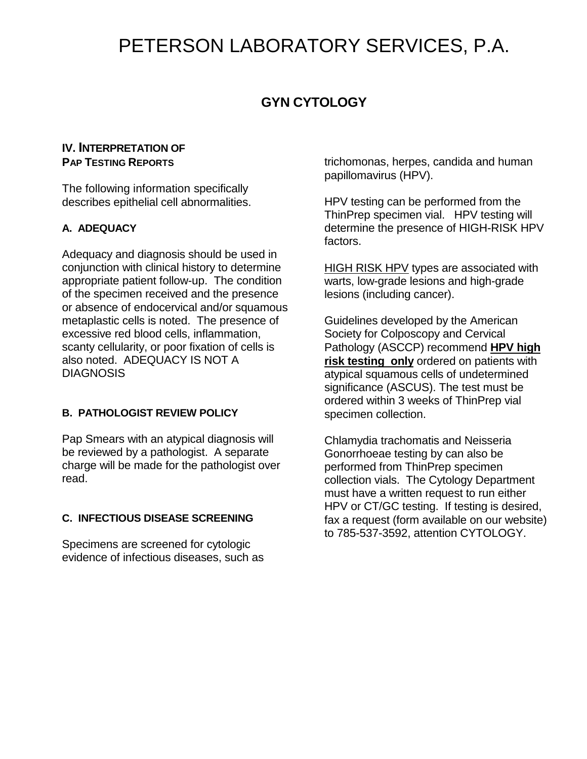# PETERSON LABORATORY SERVICES, P.A.

## GYN CYTOLOGY

### IV. INTERPRETATION OF PAP TESTING REPORTS

The following information specifically describes epithelial cell abnormalities.

#### A. ADEQUACY

Adequacy and diagnosis should be used in conjunction with clinical history to determine appropriate patient follow-up. The condition of the specimen received and the presence or absence of endocervical and/or squamous metaplastic cells is noted. The presence of excessive red blood cells, inflammation, scanty cellularity, or poor fixation of cells is also noted. ADEQUACY IS NOT A DIAGNOSIS

#### B. PATHOLOGIST REVIEW POLICY

Pap Smears with an atypical diagnosis will be reviewed by a pathologist. A separate charge will be made for the pathologist over read.

#### C. INFECTIOUS DISEASE SCREENING

Specimens are screened for cytologic evidence of infectious diseases, such as trichomonas, herpes, candida and human papillomavirus (HPV).

HPV testing can be performed from the ThinPrep specimen vial. HPV testing will determine the presence of HIGH-RISK HPV factors.

HIGH RISK HPV types are associated with warts, low-grade lesions and high-grade lesions (including cancer).

Guidelines developed by the American Society for Colposcopy and Cervical Pathology (ASCCP) recommend **HPV high risk testing only** ordered on patients with atypical squamous cells of undetermined significance (ASCUS). The test must be ordered within 3 weeks of ThinPrep vial specimen collection.

Chlamydia trachomatis and Neisseria Gonorrhoeae testing by can also be performed from ThinPrep specimen collection vials. The Cytology Department must have a written request to run either HPV or CT/GC testing. If testing is desired, fax a request (form available on our website) to 785-537-3592, attention CYTOLOGY.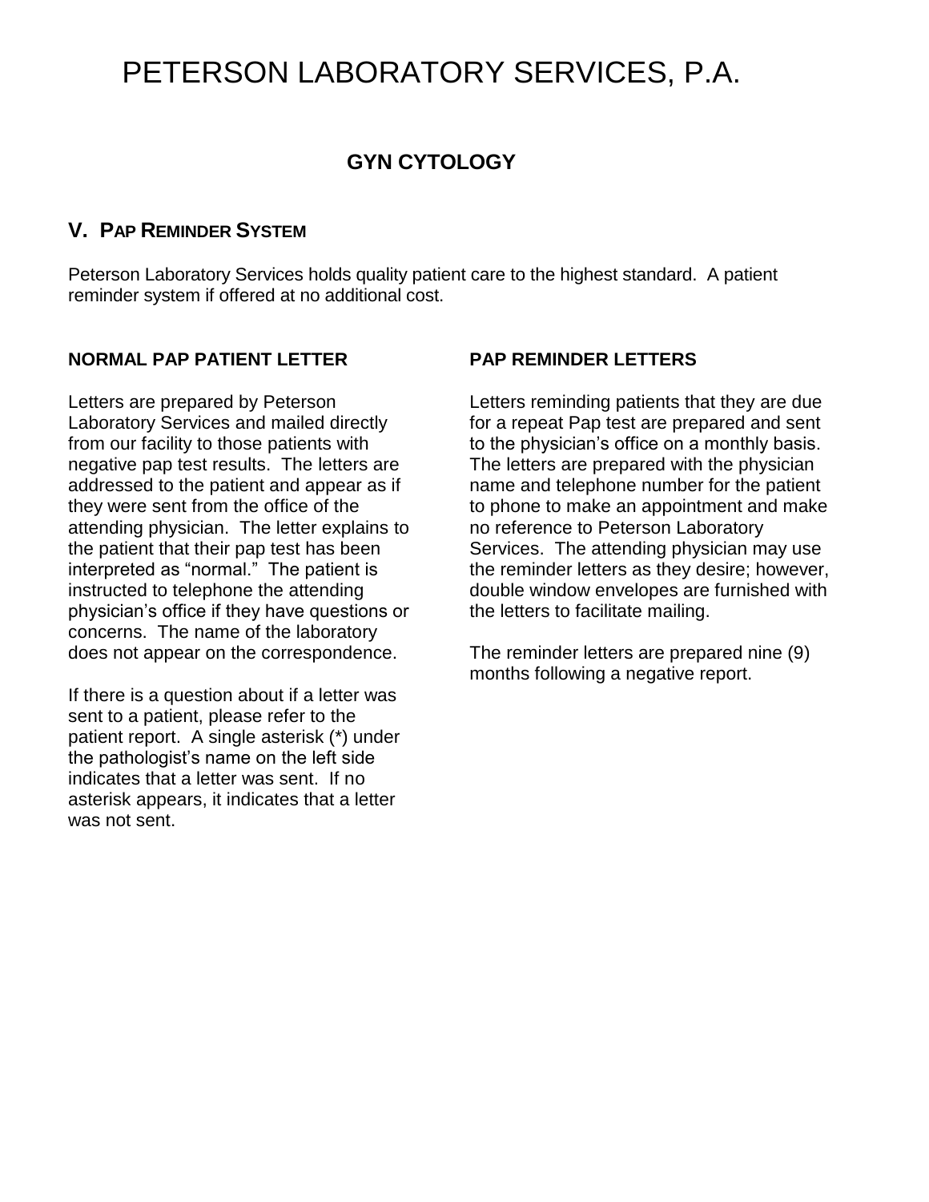# PETERSON LABORATORY SERVICES, P.A.

## GYN CYTOLOGY

### V. PAP REMINDER SYSTEM

Peterson Laboratory Services holds quality patient care to the highest standard. A patient reminder system if offered at no additional cost.

**NORMAL PAP PATIENT LETTER**

Letters are prepared by Peterson Laboratory Services and mailed directly from our facility to those patients with negative pap test results. The letters are addressed to the patient and appear as if they were sent from the office of the attending physician. The letter explains to the patient that their pap test has been interpreted as "normal." The patient is instructed to telephone the attending physician's office if they have questions or concerns. The name of the laboratory does not appear on the correspondence.

If there is a question about if a letter was sent to a patient, please refer to the patient report. A single asterisk (*) under the pathologist's name on the left side indicates that a letter was sent. If no asterisk appears, it indicates that a letter was not sent.

**PAP REMINDER LETTERS**

Letters reminding patients that they are due for a repeat Pap test are prepared and sent to the physician's office on a monthly basis. The letters are prepared with the physician name and telephone number for the patient to phone to make an appointment and make no reference to Peterson Laboratory Services. The attending physician may use the reminder letters as they desire; however, double window envelopes are furnished with the letters to facilitate mailing.

The reminder letters are prepared nine (9) months following a negative report.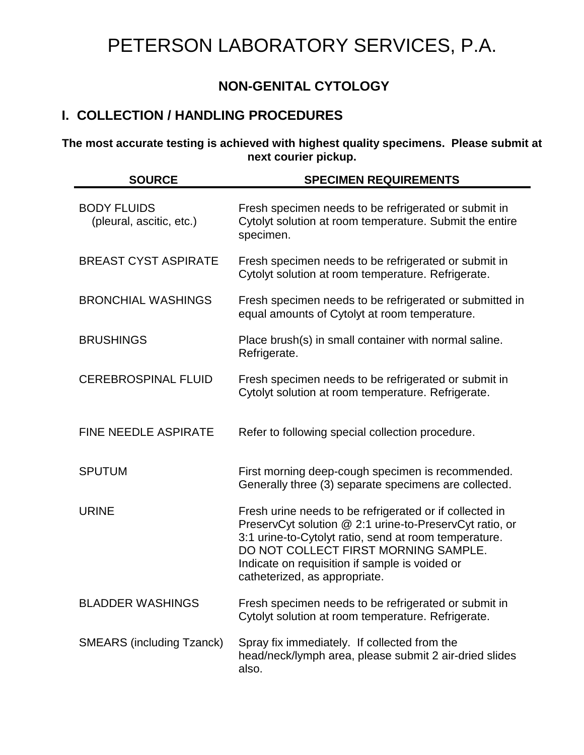# PETERSON LABORATORY SERVICES, P.A.

## NON-GENITAL CYTOLOGY

## I. COLLECTION / HANDLING PROCEDURES

**The most accurate testing is achieved with highest quality specimens. Please submit at next courier pickup.**

| SOURCE | SPECIMEN REQUIREMENTS |
| --- | --- |
| BODY FLUIDS (pleural, ascitic, etc.) | Fresh specimen needs to be refrigerated or submit in Cytolyt solution at room temperature. Submit the entire specimen. |
| BREAST CYST ASPIRATE | Fresh specimen needs to be refrigerated or submit in Cytolyt solution at room temperature. Refrigerate. |
| BRONCHIAL WASHINGS | Fresh specimen needs to be refrigerated or submitted in equal amounts of Cytolyt at room temperature. |
| BRUSHINGS | Place brush(s) in small container with normal saline. Refrigerate. |
| CEREBROSPINAL FLUID | Fresh specimen needs to be refrigerated or submit in Cytolyt solution at room temperature. Refrigerate. |
| FINE NEEDLE ASPIRATE | Refer to following special collection procedure. |
| SPUTUM | First morning deep-cough specimen is recommended. Generally three (3) separate specimens are collected. |
| URINE | Fresh urine needs to be refrigerated or if collected in PreservCyt solution @ 2:1 urine-to-PreservCyt ratio, or 3:1 urine-to-Cytolyt ratio, send at room temperature. DO NOT COLLECT FIRST MORNING SAMPLE. Indicate on requisition if sample is voided or catheterized, as appropriate. |
| BLADDER WASHINGS | Fresh specimen needs to be refrigerated or submit in Cytolyt solution at room temperature. Refrigerate. |
| SMEARS (including Tzanck) | Spray fix immediately. If collected from the head/neck/lymph area, please submit 2 air-dried slides also. |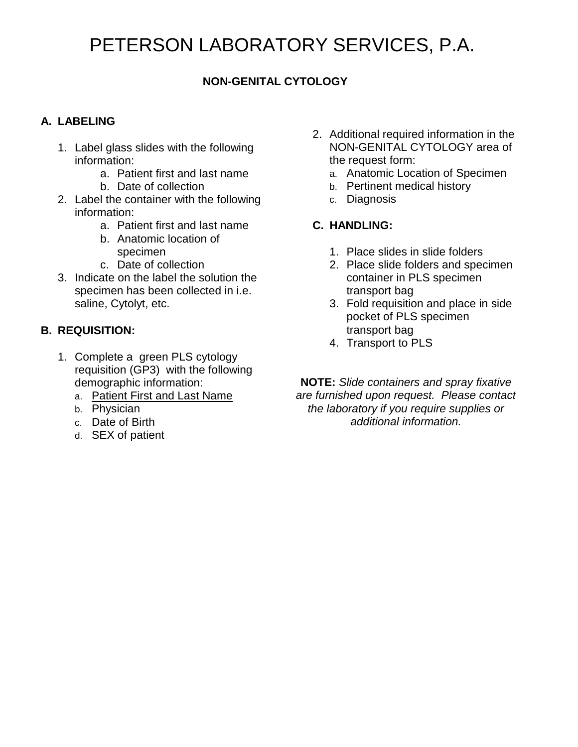# PETERSON LABORATORY SERVICES, P.A.

## NON-GENITAL CYTOLOGY

### A. LABELING

1. Label glass slides with the following information:
   a. Patient first and last name
   b. Date of collection
2. Label the container with the following information:
   a. Patient first and last name
   b. Anatomic location of specimen
   c. Date of collection
3. Indicate on the label the solution the specimen has been collected in i.e. saline, Cytolyt, etc.

### B. REQUISITION:

1. Complete a green PLS cytology requisition (GP3) with the following demographic information:
   a. <u>Patient First and Last Name</u>
   b. Physician
   c. Date of Birth
   d. SEX of patient
2. Additional required information in the NON-GENITAL CYTOLOGY area of the request form:
   a. Anatomic Location of Specimen
   b. Pertinent medical history
   c. Diagnosis

### C. HANDLING:

1. Place slides in slide folders
2. Place slide folders and specimen container in PLS specimen transport bag
3. Fold requisition and place in side pocket of PLS specimen transport bag
4. Transport to PLS

**NOTE:** *Slide containers and spray fixative are furnished upon request. Please contact the laboratory if you require supplies or additional information.*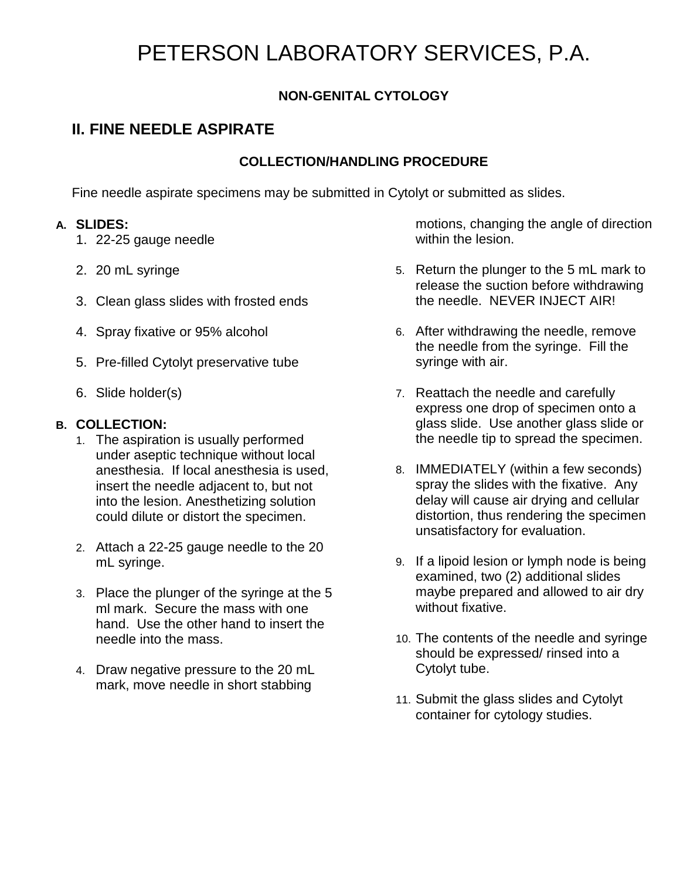# PETERSON LABORATORY SERVICES, P.A.

**NON-GENITAL CYTOLOGY**

## II. FINE NEEDLE ASPIRATE

**COLLECTION/HANDLING PROCEDURE**

Fine needle aspirate specimens may be submitted in Cytolyt or submitted as slides.

**A. SLIDES:**

1. 22-25 gauge needle
2. 20 mL syringe
3. Clean glass slides with frosted ends
4. Spray fixative or 95% alcohol
5. Pre-filled Cytolyt preservative tube
6. Slide holder(s)

**B. COLLECTION:**

1. The aspiration is usually performed under aseptic technique without local anesthesia. If local anesthesia is used, insert the needle adjacent to, but not into the lesion. Anesthetizing solution could dilute or distort the specimen.
2. Attach a 22-25 gauge needle to the 20 mL syringe.
3. Place the plunger of the syringe at the 5 ml mark. Secure the mass with one hand. Use the other hand to insert the needle into the mass.
4. Draw negative pressure to the 20 mL mark, move needle in short stabbing motions, changing the angle of direction within the lesion.
5. Return the plunger to the 5 mL mark to release the suction before withdrawing the needle. NEVER INJECT AIR!
6. After withdrawing the needle, remove the needle from the syringe. Fill the syringe with air.
7. Reattach the needle and carefully express one drop of specimen onto a glass slide. Use another glass slide or the needle tip to spread the specimen.
8. IMMEDIATELY (within a few seconds) spray the slides with the fixative. Any delay will cause air drying and cellular distortion, thus rendering the specimen unsatisfactory for evaluation.
9. If a lipoid lesion or lymph node is being examined, two (2) additional slides maybe prepared and allowed to air dry without fixative.
10. The contents of the needle and syringe should be expressed/ rinsed into a Cytolyt tube.
11. Submit the glass slides and Cytolyt container for cytology studies.